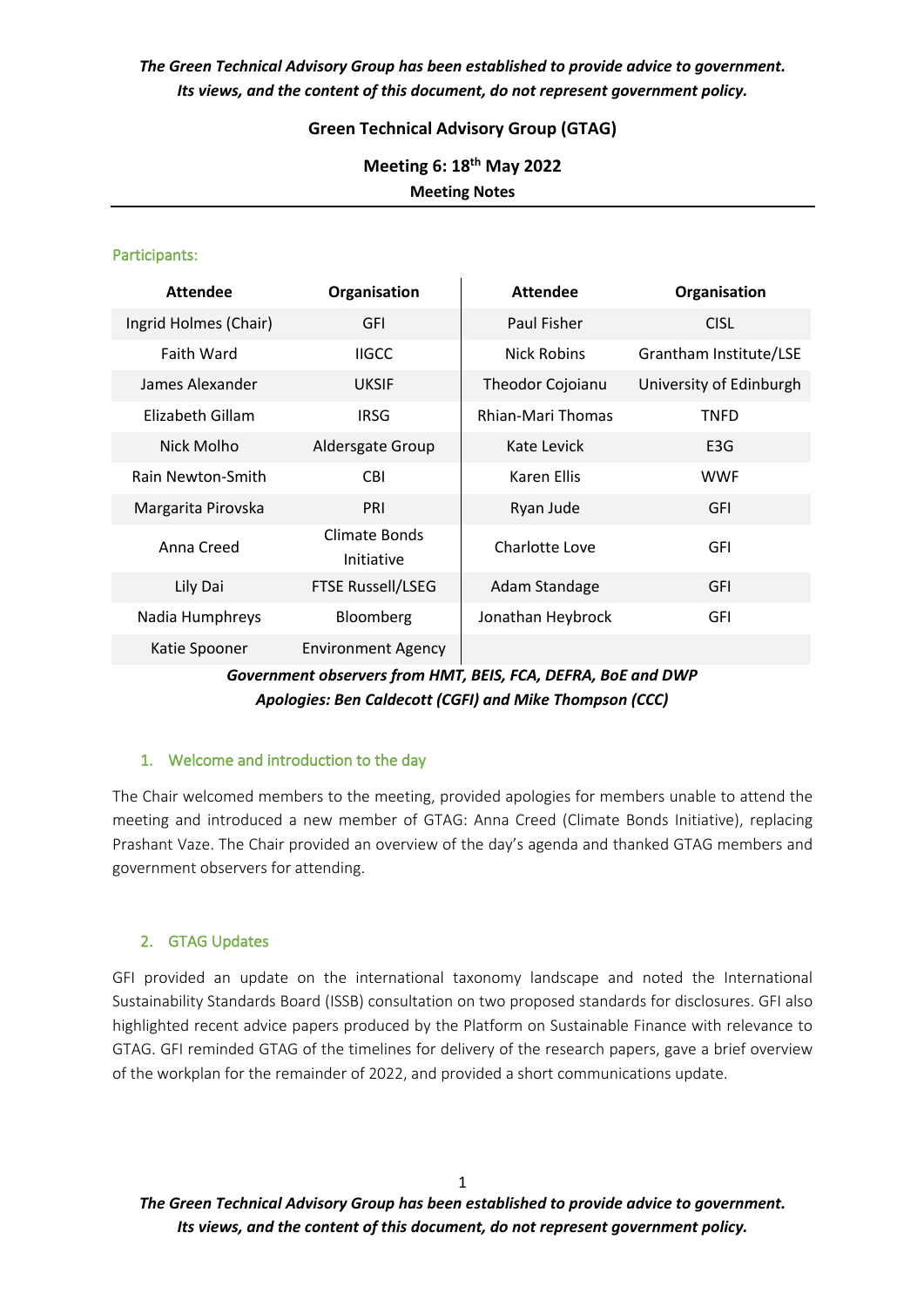*The Green Technical Advisory Group has been established to provide advice to government. Its views, and the content of this document, do not represent government policy.*

# Green Technical Advisory Group (GTAG)

## Meeting 6: 18th May 2022

**Meeting Notes**

---

### Participants:

| Attendee | Organisation | Attendee | Organisation |
|---|---|---|---|
| Ingrid Holmes (Chair) | GFI | Paul Fisher | CISL |
| Faith Ward | IIGCC | Nick Robins | Grantham Institute/LSE |
| James Alexander | UKSIF | Theodor Cojoianu | University of Edinburgh |
| Elizabeth Gillam | IRSG | Rhian-Mari Thomas | TNFD |
| Nick Molho | Aldersgate Group | Kate Levick | E3G |
| Rain Newton-Smith | CBI | Karen Ellis | WWF |
| Margarita Pirovska | PRI | Ryan Jude | GFI |
| Anna Creed | Climate Bonds Initiative | Charlotte Love | GFI |
| Lily Dai | FTSE Russell/LSEG | Adam Standage | GFI |
| Nadia Humphreys | Bloomberg | Jonathan Heybrock | GFI |
| Katie Spooner | Environment Agency | | |

***Government observers from HMT, BEIS, FCA, DEFRA, BoE and DWP***
***Apologies: Ben Caldecott (CGFI) and Mike Thompson (CCC)***

### 1. Welcome and introduction to the day

The Chair welcomed members to the meeting, provided apologies for members unable to attend the meeting and introduced a new member of GTAG: Anna Creed (Climate Bonds Initiative), replacing Prashant Vaze. The Chair provided an overview of the day's agenda and thanked GTAG members and government observers for attending.

### 2. GTAG Updates

GFI provided an update on the international taxonomy landscape and noted the International Sustainability Standards Board (ISSB) consultation on two proposed standards for disclosures. GFI also highlighted recent advice papers produced by the Platform on Sustainable Finance with relevance to GTAG. GFI reminded GTAG of the timelines for delivery of the research papers, gave a brief overview of the workplan for the remainder of 2022, and provided a short communications update.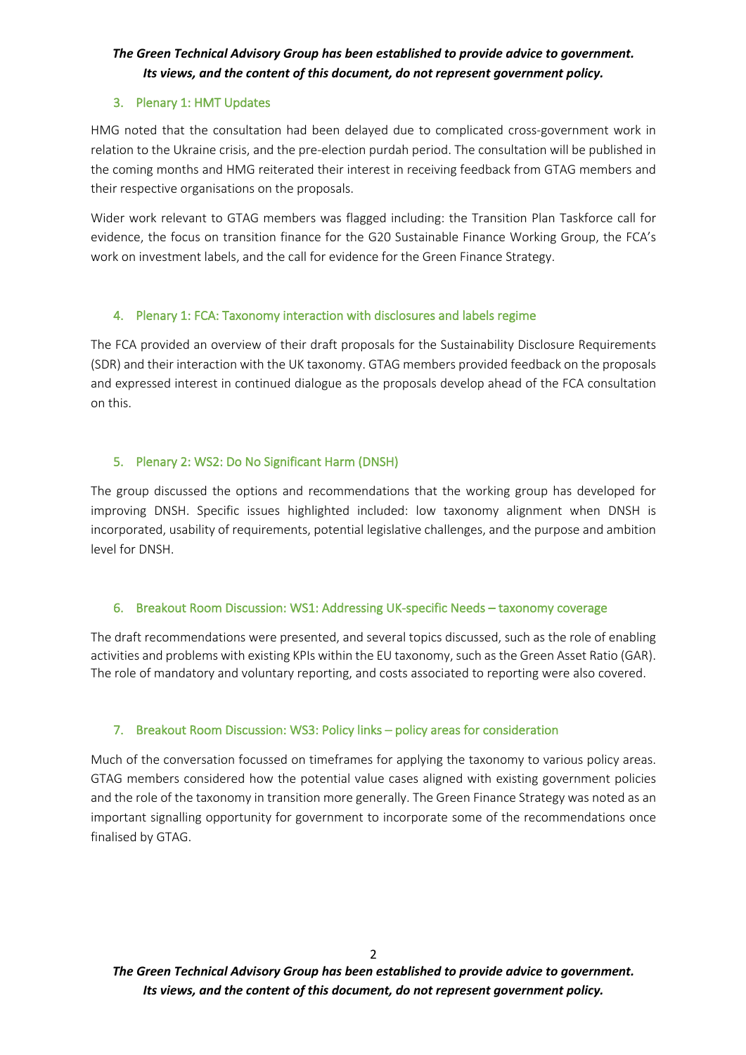## 3. Plenary 1: HMT Updates

HMG noted that the consultation had been delayed due to complicated cross-government work in relation to the Ukraine crisis, and the pre-election purdah period. The consultation will be published in the coming months and HMG reiterated their interest in receiving feedback from GTAG members and their respective organisations on the proposals.

Wider work relevant to GTAG members was flagged including: the Transition Plan Taskforce call for evidence, the focus on transition finance for the G20 Sustainable Finance Working Group, the FCA's work on investment labels, and the call for evidence for the Green Finance Strategy.

## 4. Plenary 1: FCA: Taxonomy interaction with disclosures and labels regime

The FCA provided an overview of their draft proposals for the Sustainability Disclosure Requirements (SDR) and their interaction with the UK taxonomy. GTAG members provided feedback on the proposals and expressed interest in continued dialogue as the proposals develop ahead of the FCA consultation on this.

## 5. Plenary 2: WS2: Do No Significant Harm (DNSH)

The group discussed the options and recommendations that the working group has developed for improving DNSH. Specific issues highlighted included: low taxonomy alignment when DNSH is incorporated, usability of requirements, potential legislative challenges, and the purpose and ambition level for DNSH.

## 6. Breakout Room Discussion: WS1: Addressing UK-specific Needs – taxonomy coverage

The draft recommendations were presented, and several topics discussed, such as the role of enabling activities and problems with existing KPIs within the EU taxonomy, such as the Green Asset Ratio (GAR). The role of mandatory and voluntary reporting, and costs associated to reporting were also covered.

## 7. Breakout Room Discussion: WS3: Policy links – policy areas for consideration

Much of the conversation focussed on timeframes for applying the taxonomy to various policy areas. GTAG members considered how the potential value cases aligned with existing government policies and the role of the taxonomy in transition more generally. The Green Finance Strategy was noted as an important signalling opportunity for government to incorporate some of the recommendations once finalised by GTAG.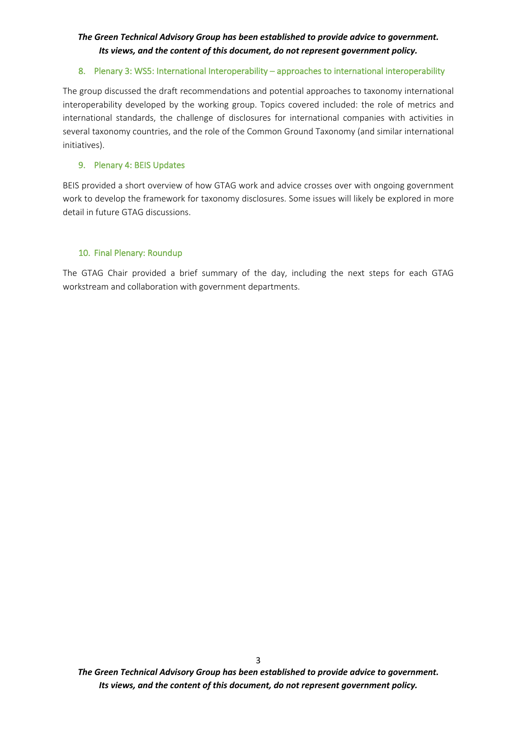## 8. Plenary 3: WS5: International Interoperability – approaches to international interoperability

The group discussed the draft recommendations and potential approaches to taxonomy international interoperability developed by the working group. Topics covered included: the role of metrics and international standards, the challenge of disclosures for international companies with activities in several taxonomy countries, and the role of the Common Ground Taxonomy (and similar international initiatives).

## 9. Plenary 4: BEIS Updates

BEIS provided a short overview of how GTAG work and advice crosses over with ongoing government work to develop the framework for taxonomy disclosures. Some issues will likely be explored in more detail in future GTAG discussions.

## 10. Final Plenary: Roundup

The GTAG Chair provided a brief summary of the day, including the next steps for each GTAG workstream and collaboration with government departments.